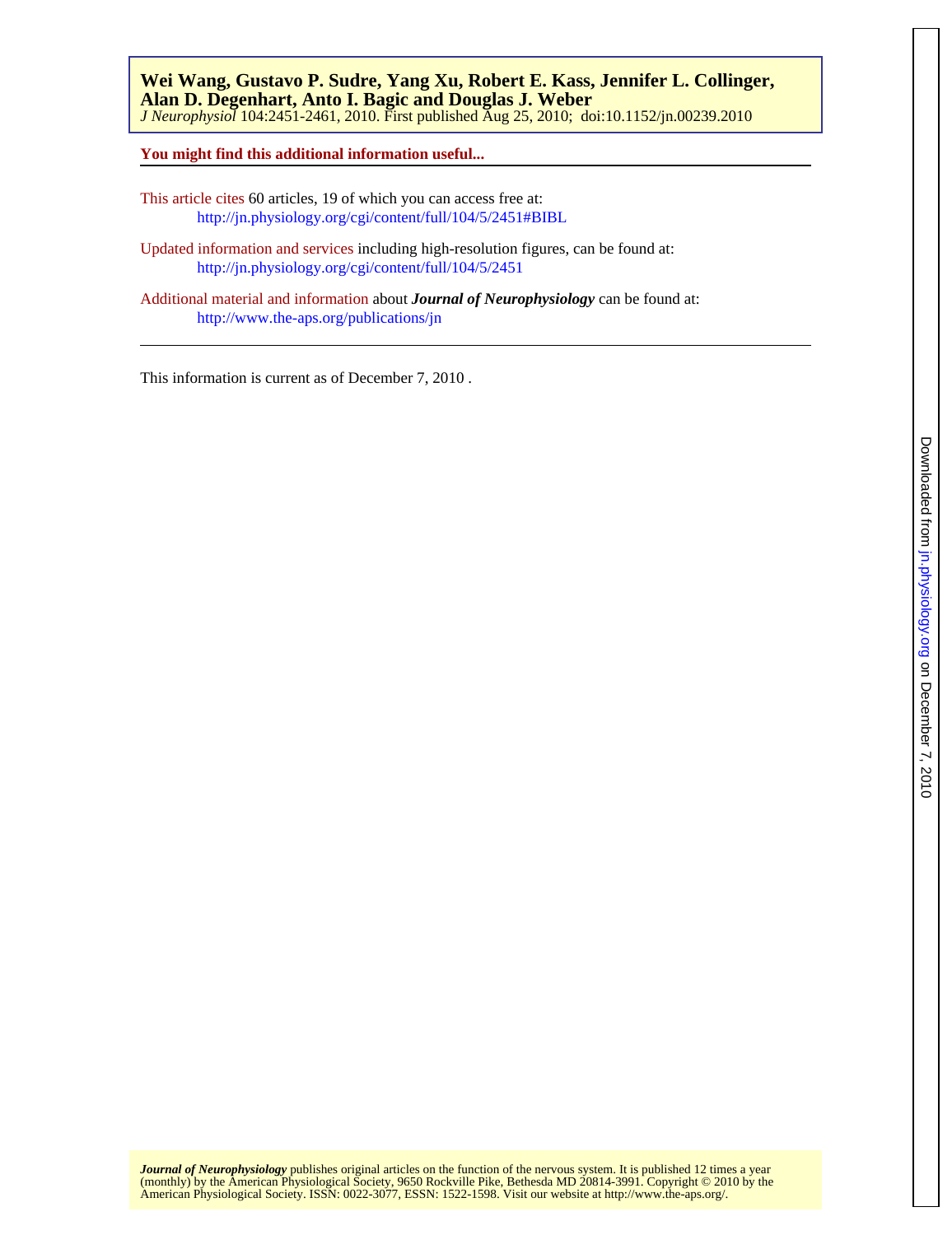**Wei Wang, Gustavo P. Sudre, Yang Xu, Robert E. Kass, Jennifer L. Collinger, Alan D. Degenhart, Anto I. Bagic and Douglas J. Weber**

*J Neurophysiol* 104:2451-2461, 2010. First published Aug 25, 2010; doi:10.1152/jn.00239.2010

**You might find this additional information useful...**

This article cites 60 articles, 19 of which you can access free at:
http://jn.physiology.org/cgi/content/full/104/5/2451#BIBL

Updated information and services including high-resolution figures, can be found at:
http://jn.physiology.org/cgi/content/full/104/5/2451

Additional material and information about ***Journal of Neurophysiology*** can be found at:
http://www.the-aps.org/publications/jn

This information is current as of December 7, 2010 .

***Journal of Neurophysiology*** publishes original articles on the function of the nervous system. It is published 12 times a year (monthly) by the American Physiological Society, 9650 Rockville Pike, Bethesda MD 20814-3991. Copyright © 2010 by the American Physiological Society. ISSN: 0022-3077, ESSN: 1522-1598. Visit our website at http://www.the-aps.org/.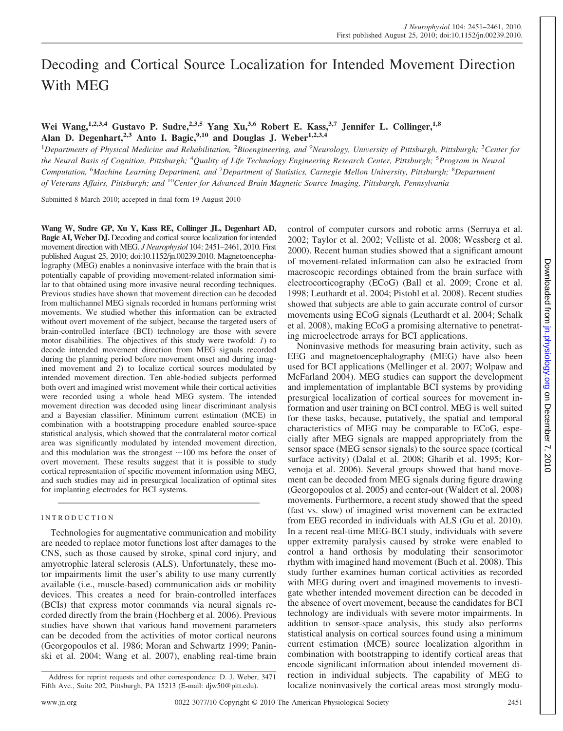# Decoding and Cortical Source Localization for Intended Movement Direction With MEG

**Wei Wang,[1,2,3,4] Gustavo P. Sudre,[2,3,5] Yang Xu,[3,6] Robert E. Kass,[3,7] Jennifer L. Collinger,[1,8] Alan D. Degenhart,[2,3] Anto I. Bagic,[9,10] and Douglas J. Weber[1,2,3,4]**

[1]Departments of Physical Medicine and Rehabilitation, [2]Bioengineering, and [9]Neurology, University of Pittsburgh, Pittsburgh; [3]Center for the Neural Basis of Cognition, Pittsburgh; [4]Quality of Life Technology Engineering Research Center, Pittsburgh; [5]Program in Neural Computation, [6]Machine Learning Department, and [7]Department of Statistics, Carnegie Mellon University, Pittsburgh; [8]Department of Veterans Affairs, Pittsburgh; and [10]Center for Advanced Brain Magnetic Source Imaging, Pittsburgh, Pennsylvania

Submitted 8 March 2010; accepted in final form 19 August 2010

**Wang W, Sudre GP, Xu Y, Kass RE, Collinger JL, Degenhart AD, Bagic AI, Weber DJ.** Decoding and cortical source localization for intended movement direction with MEG. *J Neurophysiol* 104: 2451–2461, 2010. First published August 25, 2010; doi:10.1152/jn.00239.2010. Magnetoencephalography (MEG) enables a noninvasive interface with the brain that is potentially capable of providing movement-related information similar to that obtained using more invasive neural recording techniques. Previous studies have shown that movement direction can be decoded from multichannel MEG signals recorded in humans performing wrist movements. We studied whether this information can be extracted without overt movement of the subject, because the targeted users of brain-controlled interface (BCI) technology are those with severe motor disabilities. The objectives of this study were twofold: *1*) to decode intended movement direction from MEG signals recorded during the planning period before movement onset and during imagined movement and *2*) to localize cortical sources modulated by intended movement direction. Ten able-bodied subjects performed both overt and imagined wrist movement while their cortical activities were recorded using a whole head MEG system. The intended movement direction was decoded using linear discriminant analysis and a Bayesian classifier. Minimum current estimation (MCE) in combination with a bootstrapping procedure enabled source-space statistical analysis, which showed that the contralateral motor cortical area was significantly modulated by intended movement direction, and this modulation was the strongest ~100 ms before the onset of overt movement. These results suggest that it is possible to study cortical representation of specific movement information using MEG, and such studies may aid in presurgical localization of optimal sites for implanting electrodes for BCI systems.

## INTRODUCTION

Technologies for augmentative communication and mobility are needed to replace motor functions lost after damages to the CNS, such as those caused by stroke, spinal cord injury, and amyotrophic lateral sclerosis (ALS). Unfortunately, these motor impairments limit the user's ability to use many currently available (i.e., muscle-based) communication aids or mobility devices. This creates a need for brain-controlled interfaces (BCIs) that express motor commands via neural signals recorded directly from the brain (Hochberg et al. 2006). Previous studies have shown that various hand movement parameters can be decoded from the activities of motor cortical neurons (Georgopoulos et al. 1986; Moran and Schwartz 1999; Paninski et al. 2004; Wang et al. 2007), enabling real-time brain control of computer cursors and robotic arms (Serruya et al. 2002; Taylor et al. 2002; Velliste et al. 2008; Wessberg et al. 2000). Recent human studies showed that a significant amount of movement-related information can also be extracted from macroscopic recordings obtained from the brain surface with electrocorticography (ECoG) (Ball et al. 2009; Crone et al. 1998; Leuthardt et al. 2004; Pistohl et al. 2008). Recent studies showed that subjects are able to gain accurate control of cursor movements using ECoG signals (Leuthardt et al. 2004; Schalk et al. 2008), making ECoG a promising alternative to penetrating microelectrode arrays for BCI applications.

Noninvasive methods for measuring brain activity, such as EEG and magnetoencephalography (MEG) have also been used for BCI applications (Mellinger et al. 2007; Wolpaw and McFarland 2004). MEG studies can support the development and implementation of implantable BCI systems by providing presurgical localization of cortical sources for movement information and user training on BCI control. MEG is well suited for these tasks, because, putatively, the spatial and temporal characteristics of MEG may be comparable to ECoG, especially after MEG signals are mapped appropriately from the sensor space (MEG sensor signals) to the source space (cortical surface activity) (Dalal et al. 2008; Gharib et al. 1995; Korvenoja et al. 2006). Several groups showed that hand movement can be decoded from MEG signals during figure drawing (Georgopoulos et al. 2005) and center-out (Waldert et al. 2008) movements. Furthermore, a recent study showed that the speed (fast vs. slow) of imagined wrist movement can be extracted from EEG recorded in individuals with ALS (Gu et al. 2010). In a recent real-time MEG-BCI study, individuals with severe upper extremity paralysis caused by stroke were enabled to control a hand orthosis by modulating their sensorimotor rhythm with imagined hand movement (Buch et al. 2008). This study further examines human cortical activities as recorded with MEG during overt and imagined movements to investigate whether intended movement direction can be decoded in the absence of overt movement, because the candidates for BCI technology are individuals with severe motor impairments. In addition to sensor-space analysis, this study also performs statistical analysis on cortical sources found using a minimum current estimation (MCE) source localization algorithm in combination with bootstrapping to identify cortical areas that encode significant information about intended movement direction in individual subjects. The capability of MEG to localize noninvasively the cortical areas most strongly modu-

Address for reprint requests and other correspondence: D. J. Weber, 3471 Fifth Ave., Suite 202, Pittsburgh, PA 15213 (E-mail: djw50@pitt.edu).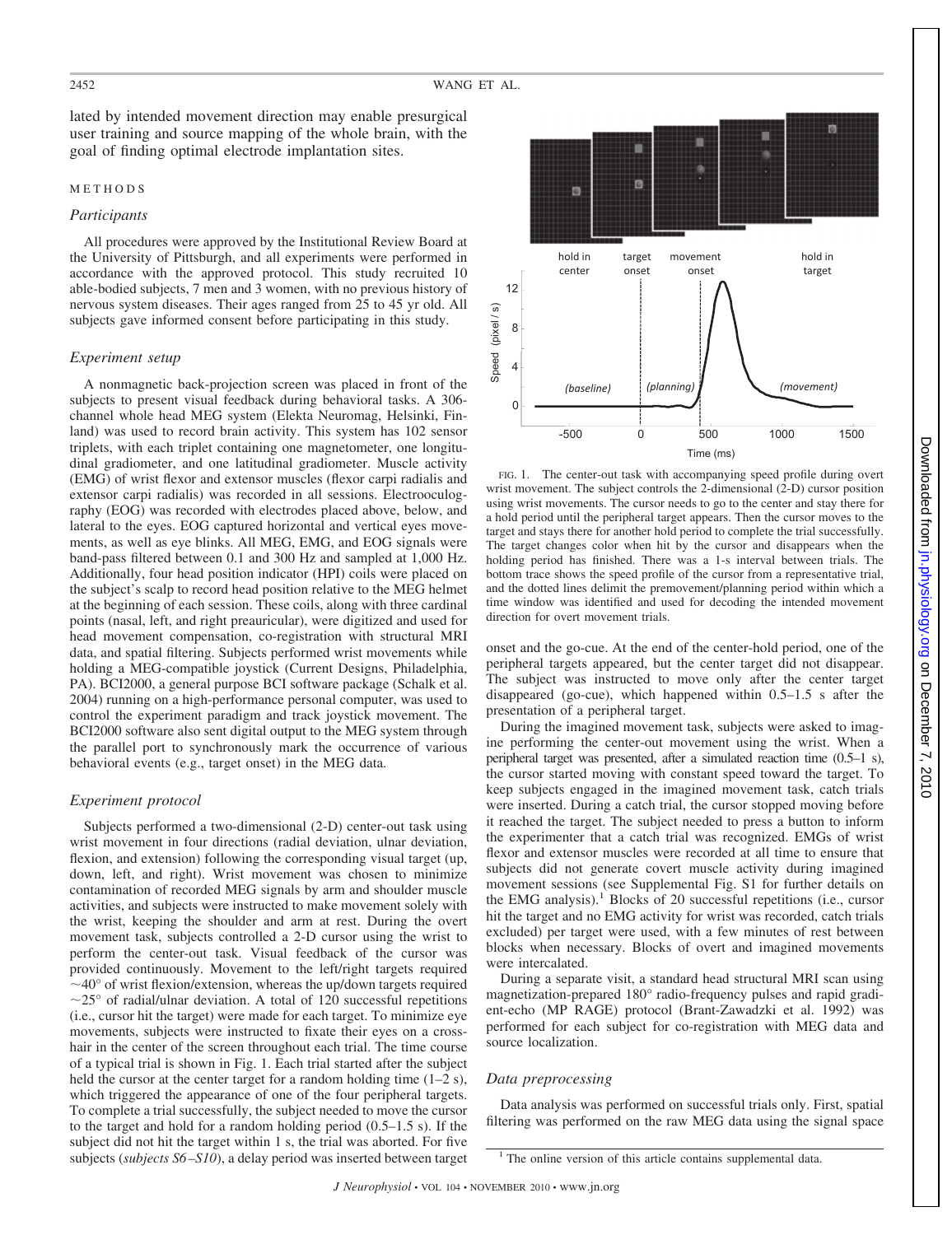lated by intended movement direction may enable presurgical user training and source mapping of the whole brain, with the goal of finding optimal electrode implantation sites.

## METHODS

### *Participants*

All procedures were approved by the Institutional Review Board at the University of Pittsburgh, and all experiments were performed in accordance with the approved protocol. This study recruited 10 able-bodied subjects, 7 men and 3 women, with no previous history of nervous system diseases. Their ages ranged from 25 to 45 yr old. All subjects gave informed consent before participating in this study.

### *Experiment setup*

A nonmagnetic back-projection screen was placed in front of the subjects to present visual feedback during behavioral tasks. A 306-channel whole head MEG system (Elekta Neuromag, Helsinki, Finland) was used to record brain activity. This system has 102 sensor triplets, with each triplet containing one magnetometer, one longitudinal gradiometer, and one latitudinal gradiometer. Muscle activity (EMG) of wrist flexor and extensor muscles (flexor carpi radialis and extensor carpi radialis) was recorded in all sessions. Electrooculography (EOG) was recorded with electrodes placed above, below, and lateral to the eyes. EOG captured horizontal and vertical eyes movements, as well as eye blinks. All MEG, EMG, and EOG signals were band-pass filtered between 0.1 and 300 Hz and sampled at 1,000 Hz. Additionally, four head position indicator (HPI) coils were placed on the subject's scalp to record head position relative to the MEG helmet at the beginning of each session. These coils, along with three cardinal points (nasal, left, and right preauricular), were digitized and used for head movement compensation, co-registration with structural MRI data, and spatial filtering. Subjects performed wrist movements while holding a MEG-compatible joystick (Current Designs, Philadelphia, PA). BCI2000, a general purpose BCI software package (Schalk et al. 2004) running on a high-performance personal computer, was used to control the experiment paradigm and track joystick movement. The BCI2000 software also sent digital output to the MEG system through the parallel port to synchronously mark the occurrence of various behavioral events (e.g., target onset) in the MEG data.

### *Experiment protocol*

Subjects performed a two-dimensional (2-D) center-out task using wrist movement in four directions (radial deviation, ulnar deviation, flexion, and extension) following the corresponding visual target (up, down, left, and right). Wrist movement was chosen to minimize contamination of recorded MEG signals by arm and shoulder muscle activities, and subjects were instructed to make movement solely with the wrist, keeping the shoulder and arm at rest. During the overt movement task, subjects controlled a 2-D cursor using the wrist to perform the center-out task. Visual feedback of the cursor was provided continuously. Movement to the left/right targets required ~40° of wrist flexion/extension, whereas the up/down targets required ~25° of radial/ulnar deviation. A total of 120 successful repetitions (i.e., cursor hit the target) were made for each target. To minimize eye movements, subjects were instructed to fixate their eyes on a crosshair in the center of the screen throughout each trial. The time course of a typical trial is shown in Fig. 1. Each trial started after the subject held the cursor at the center target for a random holding time (1–2 s), which triggered the appearance of one of the four peripheral targets. To complete a trial successfully, the subject needed to move the cursor to the target and hold for a random holding period (0.5–1.5 s). If the subject did not hit the target within 1 s, the trial was aborted. For five subjects (*subjects S6–S10*), a delay period was inserted between target onset and the go-cue. At the end of the center-hold period, one of the peripheral targets appeared, but the center target did not disappear. The subject was instructed to move only after the center target disappeared (go-cue), which happened within 0.5–1.5 s after the presentation of a peripheral target.

FIG. 1. The center-out task with accompanying speed profile during overt wrist movement. The subject controls the 2-dimensional (2-D) cursor position using wrist movements. The cursor needs to go to the center and stay there for a hold period until the peripheral target appears. Then the cursor moves to the target and stays there for another hold period to complete the trial successfully. The target changes color when hit by the cursor and disappears when the holding period has finished. There was a 1-s interval between trials. The bottom trace shows the speed profile of the cursor from a representative trial, and the dotted lines delimit the premovement/planning period within which a time window was identified and used for decoding the intended movement direction for overt movement trials.

During the imagined movement task, subjects were asked to imagine performing the center-out movement using the wrist. When a peripheral target was presented, after a simulated reaction time (0.5–1 s), the cursor started moving with constant speed toward the target. To keep subjects engaged in the imagined movement task, catch trials were inserted. During a catch trial, the cursor stopped moving before it reached the target. The subject needed to press a button to inform the experimenter that a catch trial was recognized. EMGs of wrist flexor and extensor muscles were recorded at all time to ensure that subjects did not generate covert muscle activity during imagined movement sessions (see Supplemental Fig. S1 for further details on the EMG analysis).[1] Blocks of 20 successful repetitions (i.e., cursor hit the target and no EMG activity for wrist was recorded, catch trials excluded) per target were used, with a few minutes of rest between blocks when necessary. Blocks of overt and imagined movements were intercalated.

During a separate visit, a standard head structural MRI scan using magnetization-prepared 180° radio-frequency pulses and rapid gradient-echo (MP RAGE) protocol (Brant-Zawadzki et al. 1992) was performed for each subject for co-registration with MEG data and source localization.

### *Data preprocessing*

Data analysis was performed on successful trials only. First, spatial filtering was performed on the raw MEG data using the signal space

[1] The online version of this article contains supplemental data.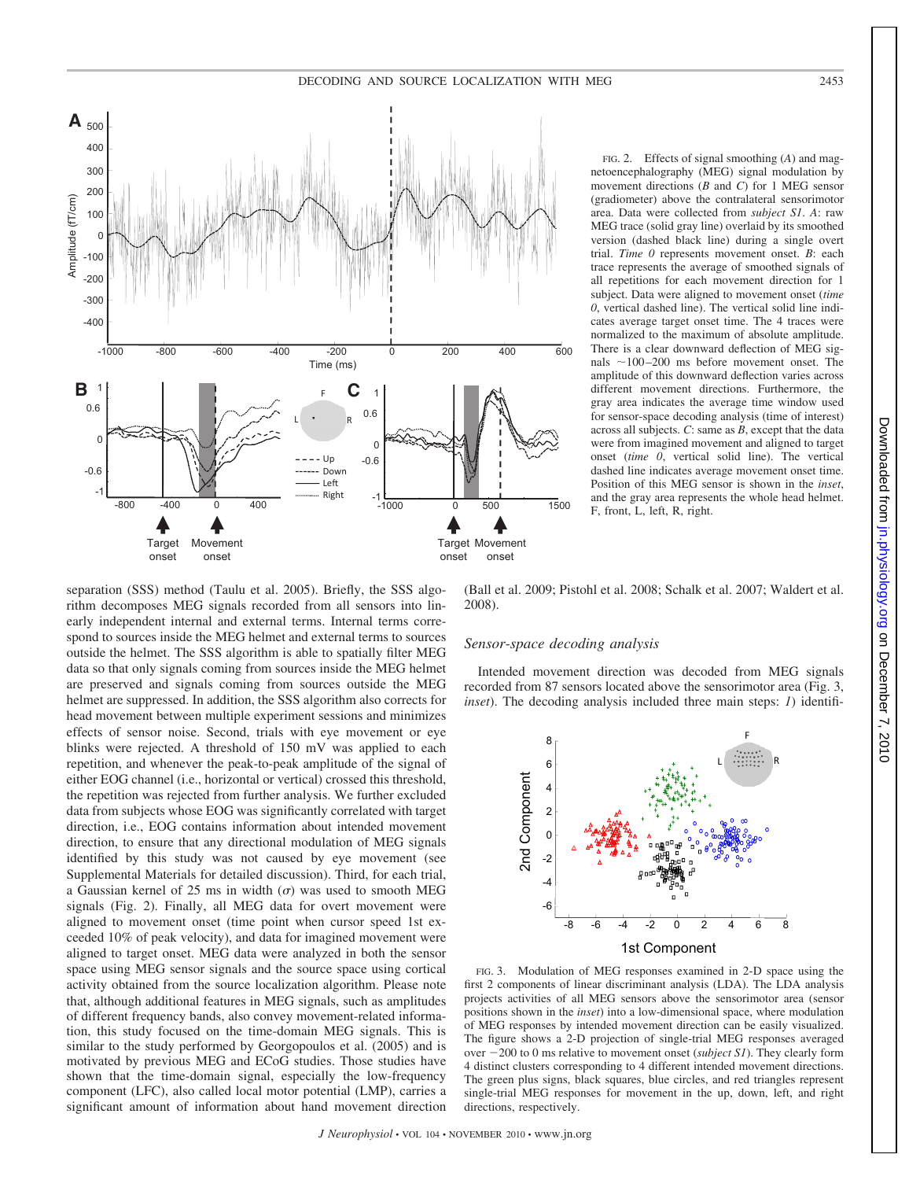FIG. 2. Effects of signal smoothing (*A*) and magnetoencephalography (MEG) signal modulation by movement directions (*B* and *C*) for 1 MEG sensor (gradiometer) above the contralateral sensorimotor area. Data were collected from *subject S1*. *A*: raw MEG trace (solid gray line) overlaid by its smoothed version (dashed black line) during a single overt trial. *Time 0* represents movement onset. *B*: each trace represents the average of smoothed signals of all repetitions for each movement direction for 1 subject. Data were aligned to movement onset (*time 0*, vertical dashed line). The vertical solid line indicates average target onset time. The 4 traces were normalized to the maximum of absolute amplitude. There is a clear downward deflection of MEG signals ~100–200 ms before movement onset. The amplitude of this downward deflection varies across different movement directions. Furthermore, the gray area indicates the average time window used for sensor-space decoding analysis (time of interest) across all subjects. *C*: same as *B*, except that the data were from imagined movement and aligned to target onset (*time 0*, vertical solid line). The vertical dashed line indicates average movement onset time. Position of this MEG sensor is shown in the *inset*, and the gray area represents the whole head helmet. F, front, L, left, R, right.

separation (SSS) method (Taulu et al. 2005). Briefly, the SSS algorithm decomposes MEG signals recorded from all sensors into linearly independent internal and external terms. Internal terms correspond to sources inside the MEG helmet and external terms to sources outside the helmet. The SSS algorithm is able to spatially filter MEG data so that only signals coming from sources inside the MEG helmet are preserved and signals coming from sources outside the MEG helmet are suppressed. In addition, the SSS algorithm also corrects for head movement between multiple experiment sessions and minimizes effects of sensor noise. Second, trials with eye movement or eye blinks were rejected. A threshold of 150 mV was applied to each repetition, and whenever the peak-to-peak amplitude of the signal of either EOG channel (i.e., horizontal or vertical) crossed this threshold, the repetition was rejected from further analysis. We further excluded data from subjects whose EOG was significantly correlated with target direction, i.e., EOG contains information about intended movement direction, to ensure that any directional modulation of MEG signals identified by this study was not caused by eye movement (see Supplemental Materials for detailed discussion). Third, for each trial, a Gaussian kernel of 25 ms in width ($\sigma$) was used to smooth MEG signals (Fig. 2). Finally, all MEG data for overt movement were aligned to movement onset (time point when cursor speed 1st exceeded 10% of peak velocity), and data for imagined movement were aligned to target onset. MEG data were analyzed in both the sensor space using MEG sensor signals and the source space using cortical activity obtained from the source localization algorithm. Please note that, although additional features in MEG signals, such as amplitudes of different frequency bands, also convey movement-related information, this study focused on the time-domain MEG signals. This is similar to the study performed by Georgopoulos et al. (2005) and is motivated by previous MEG and ECoG studies. Those studies have shown that the time-domain signal, especially the low-frequency component (LFC), also called local motor potential (LMP), carries a significant amount of information about hand movement direction (Ball et al. 2009; Pistohl et al. 2008; Schalk et al. 2007; Waldert et al. 2008).

### *Sensor-space decoding analysis*

Intended movement direction was decoded from MEG signals recorded from 87 sensors located above the sensorimotor area (Fig. 3, *inset*). The decoding analysis included three main steps: *1*) identifi-

FIG. 3. Modulation of MEG responses examined in 2-D space using the first 2 components of linear discriminant analysis (LDA). The LDA analysis projects activities of all MEG sensors above the sensorimotor area (sensor positions shown in the *inset*) into a low-dimensional space, where modulation of MEG responses by intended movement direction can be easily visualized. The figure shows a 2-D projection of single-trial MEG responses averaged over −200 to 0 ms relative to movement onset (*subject S1*). They clearly form 4 distinct clusters corresponding to 4 different intended movement directions. The green plus signs, black squares, blue circles, and red triangles represent single-trial MEG responses for movement in the up, down, left, and right directions, respectively.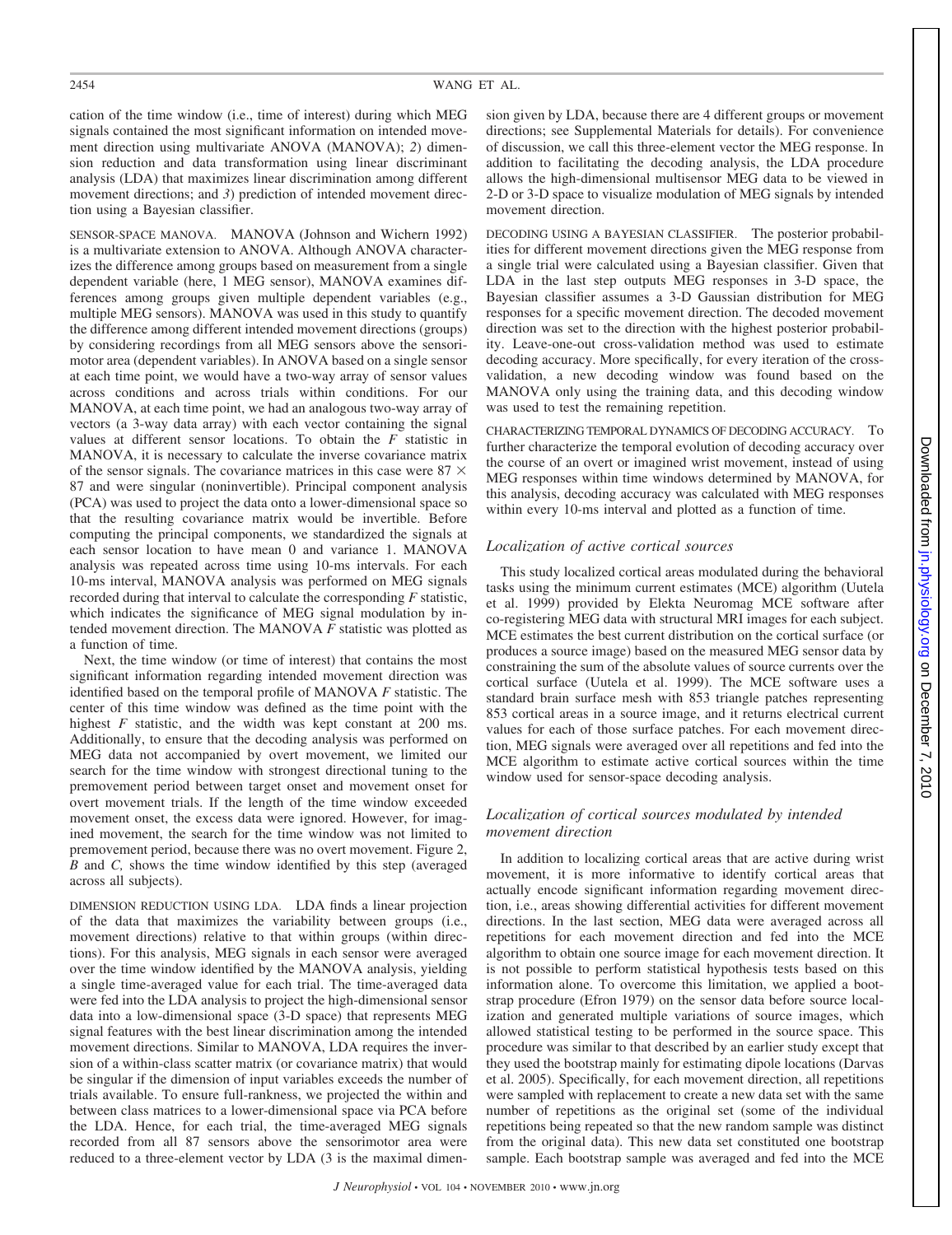cation of the time window (i.e., time of interest) during which MEG signals contained the most significant information on intended movement direction using multivariate ANOVA (MANOVA); *2*) dimension reduction and data transformation using linear discriminant analysis (LDA) that maximizes linear discrimination among different movement directions; and *3*) prediction of intended movement direction using a Bayesian classifier.

SENSOR-SPACE MANOVA. MANOVA (Johnson and Wichern 1992) is a multivariate extension to ANOVA. Although ANOVA characterizes the difference among groups based on measurement from a single dependent variable (here, 1 MEG sensor), MANOVA examines differences among groups given multiple dependent variables (e.g., multiple MEG sensors). MANOVA was used in this study to quantify the difference among different intended movement directions (groups) by considering recordings from all MEG sensors above the sensorimotor area (dependent variables). In ANOVA based on a single sensor at each time point, we would have a two-way array of sensor values across conditions and across trials within conditions. For our MANOVA, at each time point, we had an analogous two-way array of vectors (a 3-way data array) with each vector containing the signal values at different sensor locations. To obtain the *F* statistic in MANOVA, it is necessary to calculate the inverse covariance matrix of the sensor signals. The covariance matrices in this case were $87 \times 87$ and were singular (noninvertible). Principal component analysis (PCA) was used to project the data onto a lower-dimensional space so that the resulting covariance matrix would be invertible. Before computing the principal components, we standardized the signals at each sensor location to have mean 0 and variance 1. MANOVA analysis was repeated across time using 10-ms intervals. For each 10-ms interval, MANOVA analysis was performed on MEG signals recorded during that interval to calculate the corresponding *F* statistic, which indicates the significance of MEG signal modulation by intended movement direction. The MANOVA *F* statistic was plotted as a function of time.

Next, the time window (or time of interest) that contains the most significant information regarding intended movement direction was identified based on the temporal profile of MANOVA *F* statistic. The center of this time window was defined as the time point with the highest *F* statistic, and the width was kept constant at 200 ms. Additionally, to ensure that the decoding analysis was performed on MEG data not accompanied by overt movement, we limited our search for the time window with strongest directional tuning to the premovement period between target onset and movement onset for overt movement trials. If the length of the time window exceeded movement onset, the excess data were ignored. However, for imagined movement, the search for the time window was not limited to premovement period, because there was no overt movement. Figure 2, *B* and *C*, shows the time window identified by this step (averaged across all subjects).

DIMENSION REDUCTION USING LDA. LDA finds a linear projection of the data that maximizes the variability between groups (i.e., movement directions) relative to that within groups (within directions). For this analysis, MEG signals in each sensor were averaged over the time window identified by the MANOVA analysis, yielding a single time-averaged value for each trial. The time-averaged data were fed into the LDA analysis to project the high-dimensional sensor data into a low-dimensional space (3-D space) that represents MEG signal features with the best linear discrimination among the intended movement directions. Similar to MANOVA, LDA requires the inversion of a within-class scatter matrix (or covariance matrix) that would be singular if the dimension of input variables exceeds the number of trials available. To ensure full-rankness, we projected the within and between class matrices to a lower-dimensional space via PCA before the LDA. Hence, for each trial, the time-averaged MEG signals recorded from all 87 sensors above the sensorimotor area were reduced to a three-element vector by LDA (3 is the maximal dimension given by LDA, because there are 4 different groups or movement directions; see Supplemental Materials for details). For convenience of discussion, we call this three-element vector the MEG response. In addition to facilitating the decoding analysis, the LDA procedure allows the high-dimensional multisensor MEG data to be viewed in 2-D or 3-D space to visualize modulation of MEG signals by intended movement direction.

DECODING USING A BAYESIAN CLASSIFIER. The posterior probabilities for different movement directions given the MEG response from a single trial were calculated using a Bayesian classifier. Given that LDA in the last step outputs MEG responses in 3-D space, the Bayesian classifier assumes a 3-D Gaussian distribution for MEG responses for a specific movement direction. The decoded movement direction was set to the direction with the highest posterior probability. Leave-one-out cross-validation method was used to estimate decoding accuracy. More specifically, for every iteration of the cross-validation, a new decoding window was found based on the MANOVA only using the training data, and this decoding window was used to test the remaining repetition.

CHARACTERIZING TEMPORAL DYNAMICS OF DECODING ACCURACY. To further characterize the temporal evolution of decoding accuracy over the course of an overt or imagined wrist movement, instead of using MEG responses within time windows determined by MANOVA, for this analysis, decoding accuracy was calculated with MEG responses within every 10-ms interval and plotted as a function of time.

### *Localization of active cortical sources*

This study localized cortical areas modulated during the behavioral tasks using the minimum current estimates (MCE) algorithm (Uutela et al. 1999) provided by Elekta Neuromag MCE software after co-registering MEG data with structural MRI images for each subject. MCE estimates the best current distribution on the cortical surface (or produces a source image) based on the measured MEG sensor data by constraining the sum of the absolute values of source currents over the cortical surface (Uutela et al. 1999). The MCE software uses a standard brain surface mesh with 853 triangle patches representing 853 cortical areas in a source image, and it returns electrical current values for each of those surface patches. For each movement direction, MEG signals were averaged over all repetitions and fed into the MCE algorithm to estimate active cortical sources within the time window used for sensor-space decoding analysis.

### *Localization of cortical sources modulated by intended movement direction*

In addition to localizing cortical areas that are active during wrist movement, it is more informative to identify cortical areas that actually encode significant information regarding movement direction, i.e., areas showing differential activities for different movement directions. In the last section, MEG data were averaged across all repetitions for each movement direction and fed into the MCE algorithm to obtain one source image for each movement direction. It is not possible to perform statistical hypothesis tests based on this information alone. To overcome this limitation, we applied a bootstrap procedure (Efron 1979) on the sensor data before source localization and generated multiple variations of source images, which allowed statistical testing to be performed in the source space. This procedure was similar to that described by an earlier study except that they used the bootstrap mainly for estimating dipole locations (Darvas et al. 2005). Specifically, for each movement direction, all repetitions were sampled with replacement to create a new data set with the same number of repetitions as the original set (some of the individual repetitions being repeated so that the new random sample was distinct from the original data). This new data set constituted one bootstrap sample. Each bootstrap sample was averaged and fed into the MCE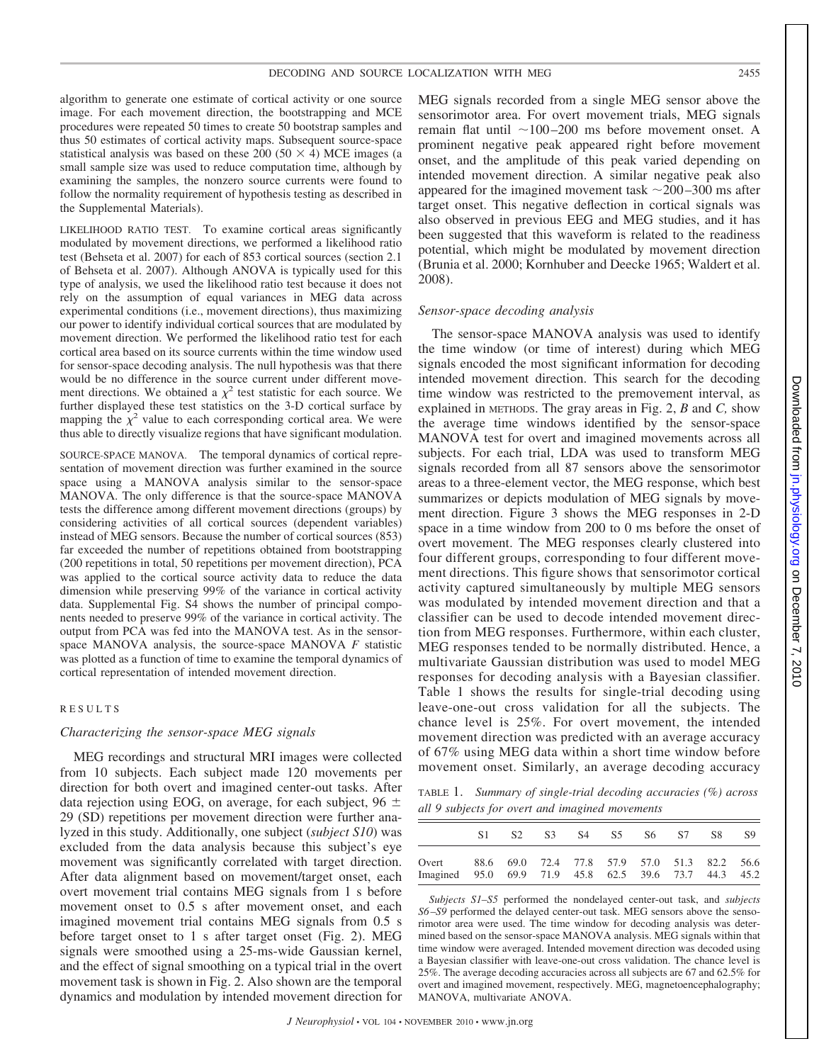algorithm to generate one estimate of cortical activity or one source image. For each movement direction, the bootstrapping and MCE procedures were repeated 50 times to create 50 bootstrap samples and thus 50 estimates of cortical activity maps. Subsequent source-space statistical analysis was based on these 200 ($50 \times 4$) MCE images (a small sample size was used to reduce computation time, although by examining the samples, the nonzero source currents were found to follow the normality requirement of hypothesis testing as described in the Supplemental Materials).

LIKELIHOOD RATIO TEST. To examine cortical areas significantly modulated by movement directions, we performed a likelihood ratio test (Behseta et al. 2007) for each of 853 cortical sources (section 2.1 of Behseta et al. 2007). Although ANOVA is typically used for this type of analysis, we used the likelihood ratio test because it does not rely on the assumption of equal variances in MEG data across experimental conditions (i.e., movement directions), thus maximizing our power to identify individual cortical sources that are modulated by movement direction. We performed the likelihood ratio test for each cortical area based on its source currents within the time window used for sensor-space decoding analysis. The null hypothesis was that there would be no difference in the source current under different movement directions. We obtained a $\chi^2$ test statistic for each source. We further displayed these test statistics on the 3-D cortical surface by mapping the $\chi^2$ value to each corresponding cortical area. We were thus able to directly visualize regions that have significant modulation.

SOURCE-SPACE MANOVA. The temporal dynamics of cortical representation of movement direction was further examined in the source space using a MANOVA analysis similar to the sensor-space MANOVA. The only difference is that the source-space MANOVA tests the difference among different movement directions (groups) by considering activities of all cortical sources (dependent variables) instead of MEG sensors. Because the number of cortical sources (853) far exceeded the number of repetitions obtained from bootstrapping (200 repetitions in total, 50 repetitions per movement direction), PCA was applied to the cortical source activity data to reduce the data dimension while preserving 99% of the variance in cortical activity data. Supplemental Fig. S4 shows the number of principal components needed to preserve 99% of the variance in cortical activity. The output from PCA was fed into the MANOVA test. As in the sensor-space MANOVA analysis, the source-space MANOVA $F$ statistic was plotted as a function of time to examine the temporal dynamics of cortical representation of intended movement direction.

## RESULTS

### Characterizing the sensor-space MEG signals

MEG recordings and structural MRI images were collected from 10 subjects. Each subject made 120 movements per direction for both overt and imagined center-out tasks. After data rejection using EOG, on average, for each subject, $96 \pm 29$ (SD) repetitions per movement direction were further analyzed in this study. Additionally, one subject (*subject S10*) was excluded from the data analysis because this subject's eye movement was significantly correlated with target direction. After data alignment based on movement/target onset, each overt movement trial contains MEG signals from 1 s before movement onset to 0.5 s after movement onset, and each imagined movement trial contains MEG signals from 0.5 s before target onset to 1 s after target onset (Fig. 2). MEG signals were smoothed using a 25-ms-wide Gaussian kernel, and the effect of signal smoothing on a typical trial in the overt movement task is shown in Fig. 2. Also shown are the temporal dynamics and modulation by intended movement direction for MEG signals recorded from a single MEG sensor above the sensorimotor area. For overt movement trials, MEG signals remain flat until ~100–200 ms before movement onset. A prominent negative peak appeared right before movement onset, and the amplitude of this peak varied depending on intended movement direction. A similar negative peak also appeared for the imagined movement task ~200–300 ms after target onset. This negative deflection in cortical signals was also observed in previous EEG and MEG studies, and it has been suggested that this waveform is related to the readiness potential, which might be modulated by movement direction (Brunia et al. 2000; Kornhuber and Deecke 1965; Waldert et al. 2008).

### Sensor-space decoding analysis

The sensor-space MANOVA analysis was used to identify the time window (or time of interest) during which MEG signals encoded the most significant information for decoding intended movement direction. This search for the decoding time window was restricted to the premovement interval, as explained in METHODS. The gray areas in Fig. 2, *B* and *C,* show the average time windows identified by the sensor-space MANOVA test for overt and imagined movements across all subjects. For each trial, LDA was used to transform MEG signals recorded from all 87 sensors above the sensorimotor areas to a three-element vector, the MEG response, which best summarizes or depicts modulation of MEG signals by movement direction. Figure 3 shows the MEG responses in 2-D space in a time window from 200 to 0 ms before the onset of overt movement. The MEG responses clearly clustered into four different groups, corresponding to four different movement directions. This figure shows that sensorimotor cortical activity captured simultaneously by multiple MEG sensors was modulated by intended movement direction and that a classifier can be used to decode intended movement direction from MEG responses. Furthermore, within each cluster, MEG responses tended to be normally distributed. Hence, a multivariate Gaussian distribution was used to model MEG responses for decoding analysis with a Bayesian classifier. Table 1 shows the results for single-trial decoding using leave-one-out cross validation for all the subjects. The chance level is 25%. For overt movement, the intended movement direction was predicted with an average accuracy of 67% using MEG data within a short time window before movement onset. Similarly, an average decoding accuracy

TABLE 1. *Summary of single-trial decoding accuracies (%) across all 9 subjects for overt and imagined movements*

| | S1 | S2 | S3 | S4 | S5 | S6 | S7 | S8 | S9 |
|---|---|---|---|---|---|---|---|---|---|
| Overt | 88.6 | 69.0 | 72.4 | 77.8 | 57.9 | 57.0 | 51.3 | 82.2 | 56.6 |
| Imagined | 95.0 | 69.9 | 71.9 | 45.8 | 62.5 | 39.6 | 73.7 | 44.3 | 45.2 |

*Subjects S1–S5* performed the nondelayed center-out task, and *subjects S6–S9* performed the delayed center-out task. MEG sensors above the sensorimotor area were used. The time window for decoding analysis was determined based on the sensor-space MANOVA analysis. MEG signals within that time window were averaged. Intended movement direction was decoded using a Bayesian classifier with leave-one-out cross validation. The chance level is 25%. The average decoding accuracies across all subjects are 67 and 62.5% for overt and imagined movement, respectively. MEG, magnetoencephalography; MANOVA, multivariate ANOVA.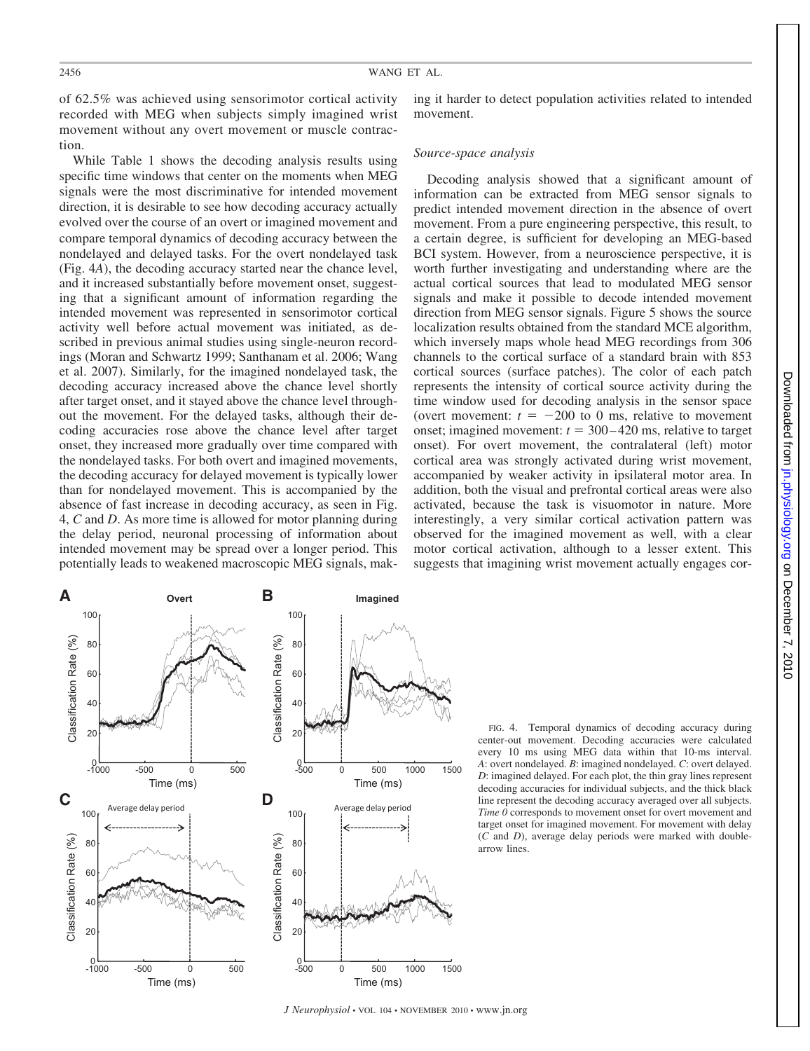of 62.5% was achieved using sensorimotor cortical activity recorded with MEG when subjects simply imagined wrist movement without any overt movement or muscle contraction.

While Table 1 shows the decoding analysis results using specific time windows that center on the moments when MEG signals were the most discriminative for intended movement direction, it is desirable to see how decoding accuracy actually evolved over the course of an overt or imagined movement and compare temporal dynamics of decoding accuracy between the nondelayed and delayed tasks. For the overt nondelayed task (Fig. 4*A*), the decoding accuracy started near the chance level, and it increased substantially before movement onset, suggesting that a significant amount of information regarding the intended movement was represented in sensorimotor cortical activity well before actual movement was initiated, as described in previous animal studies using single-neuron recordings (Moran and Schwartz 1999; Santhanam et al. 2006; Wang et al. 2007). Similarly, for the imagined nondelayed task, the decoding accuracy increased above the chance level shortly after target onset, and it stayed above the chance level throughout the movement. For the delayed tasks, although their decoding accuracies rose above the chance level after target onset, they increased more gradually over time compared with the nondelayed tasks. For both overt and imagined movements, the decoding accuracy for delayed movement is typically lower than for nondelayed movement. This is accompanied by the absence of fast increase in decoding accuracy, as seen in Fig. 4, *C* and *D*. As more time is allowed for motor planning during the delay period, neuronal processing of information about intended movement may be spread over a longer period. This potentially leads to weakened macroscopic MEG signals, making it harder to detect population activities related to intended movement.

### *Source-space analysis*

Decoding analysis showed that a significant amount of information can be extracted from MEG sensor signals to predict intended movement direction in the absence of overt movement. From a pure engineering perspective, this result, to a certain degree, is sufficient for developing an MEG-based BCI system. However, from a neuroscience perspective, it is worth further investigating and understanding where are the actual cortical sources that lead to modulated MEG sensor signals and make it possible to decode intended movement direction from MEG sensor signals. Figure 5 shows the source localization results obtained from the standard MCE algorithm, which inversely maps whole head MEG recordings from 306 channels to the cortical surface of a standard brain with 853 cortical sources (surface patches). The color of each patch represents the intensity of cortical source activity during the time window used for decoding analysis in the sensor space (overt movement: $t = -200$ to 0 ms, relative to movement onset; imagined movement: $t = 300–420$ ms, relative to target onset). For overt movement, the contralateral (left) motor cortical area was strongly activated during wrist movement, accompanied by weaker activity in ipsilateral motor area. In addition, both the visual and prefrontal cortical areas were also activated, because the task is visuomotor in nature. More interestingly, a very similar cortical activation pattern was observed for the imagined movement as well, with a clear motor cortical activation, although to a lesser extent. This suggests that imagining wrist movement actually engages cor-

FIG. 4. Temporal dynamics of decoding accuracy during center-out movement. Decoding accuracies were calculated every 10 ms using MEG data within that 10-ms interval. *A*: overt nondelayed. *B*: imagined nondelayed. *C*: overt delayed. *D*: imagined delayed. For each plot, the thin gray lines represent decoding accuracies for individual subjects, and the thick black line represent the decoding accuracy averaged over all subjects. *Time 0* corresponds to movement onset for overt movement and target onset for imagined movement. For movement with delay (*C* and *D*), average delay periods were marked with double-arrow lines.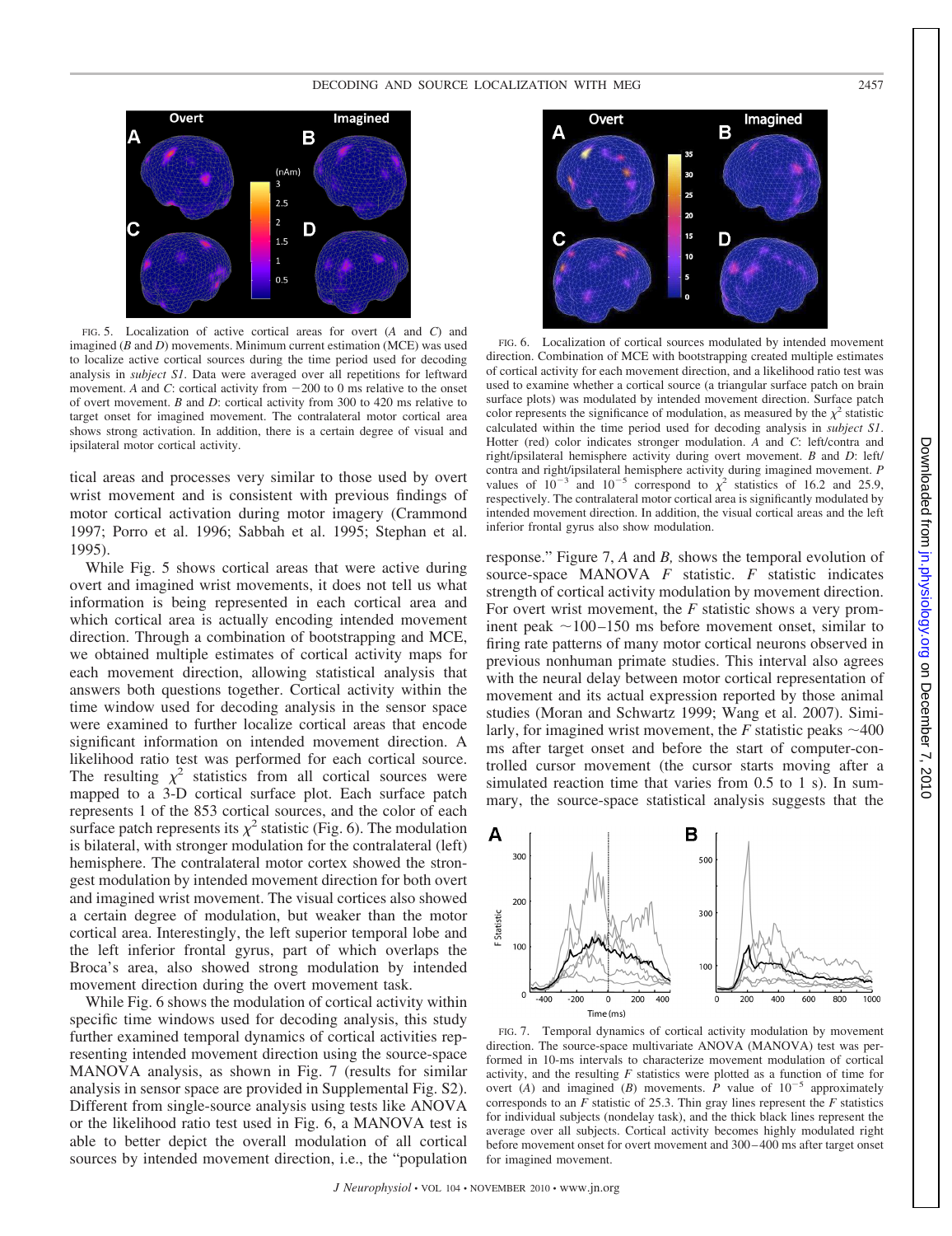FIG. 5. Localization of active cortical areas for overt (*A* and *C*) and imagined (*B* and *D*) movements. Minimum current estimation (MCE) was used to localize active cortical sources during the time period used for decoding analysis in *subject S1*. Data were averaged over all repetitions for leftward movement. *A* and *C*: cortical activity from −200 to 0 ms relative to the onset of overt movement. *B* and *D*: cortical activity from 300 to 420 ms relative to target onset for imagined movement. The contralateral motor cortical area shows strong activation. In addition, there is a certain degree of visual and ipsilateral motor cortical activity.

tical areas and processes very similar to those used by overt wrist movement and is consistent with previous findings of motor cortical activation during motor imagery (Crammond 1997; Porro et al. 1996; Sabbah et al. 1995; Stephan et al. 1995).

While Fig. 5 shows cortical areas that were active during overt and imagined wrist movements, it does not tell us what information is being represented in each cortical area and which cortical area is actually encoding intended movement direction. Through a combination of bootstrapping and MCE, we obtained multiple estimates of cortical activity maps for each movement direction, allowing statistical analysis that answers both questions together. Cortical activity within the time window used for decoding analysis in the sensor space were examined to further localize cortical areas that encode significant information on intended movement direction. A likelihood ratio test was performed for each cortical source. The resulting $\chi^2$ statistics from all cortical sources were mapped to a 3-D cortical surface plot. Each surface patch represents 1 of the 853 cortical sources, and the color of each surface patch represents its $\chi^2$ statistic (Fig. 6). The modulation is bilateral, with stronger modulation for the contralateral (left) hemisphere. The contralateral motor cortex showed the strongest modulation by intended movement direction for both overt and imagined wrist movement. The visual cortices also showed a certain degree of modulation, but weaker than the motor cortical area. Interestingly, the left superior temporal lobe and the left inferior frontal gyrus, part of which overlaps the Broca's area, also showed strong modulation by intended movement direction during the overt movement task.

While Fig. 6 shows the modulation of cortical activity within specific time windows used for decoding analysis, this study further examined temporal dynamics of cortical activities representing intended movement direction using the source-space MANOVA analysis, as shown in Fig. 7 (results for similar analysis in sensor space are provided in Supplemental Fig. S2). Different from single-source analysis using tests like ANOVA or the likelihood ratio test used in Fig. 6, a MANOVA test is able to better depict the overall modulation of all cortical sources by intended movement direction, i.e., the "population

FIG. 6. Localization of cortical sources modulated by intended movement direction. Combination of MCE with bootstrapping created multiple estimates of cortical activity for each movement direction, and a likelihood ratio test was used to examine whether a cortical source (a triangular surface patch on brain surface plots) was modulated by intended movement direction. Surface patch color represents the significance of modulation, as measured by the $\chi^2$ statistic calculated within the time period used for decoding analysis in *subject S1*. Hotter (red) color indicates stronger modulation. *A* and *C*: left/contra and right/ipsilateral hemisphere activity during overt movement. *B* and *D*: left/contra and right/ipsilateral hemisphere activity during imagined movement. *P* values of $10^{-3}$ and $10^{-5}$ correspond to $\chi^2$ statistics of 16.2 and 25.9, respectively. The contralateral motor cortical area is significantly modulated by intended movement direction. In addition, the visual cortical areas and the left inferior frontal gyrus also show modulation.

response." Figure 7, *A* and *B,* shows the temporal evolution of source-space MANOVA *F* statistic. *F* statistic indicates strength of cortical activity modulation by movement direction. For overt wrist movement, the *F* statistic shows a very prominent peak ~100–150 ms before movement onset, similar to firing rate patterns of many motor cortical neurons observed in previous nonhuman primate studies. This interval also agrees with the neural delay between motor cortical representation of movement and its actual expression reported by those animal studies (Moran and Schwartz 1999; Wang et al. 2007). Similarly, for imagined wrist movement, the *F* statistic peaks ~400 ms after target onset and before the start of computer-controlled cursor movement (the cursor starts moving after a simulated reaction time that varies from 0.5 to 1 s). In summary, the source-space statistical analysis suggests that the

FIG. 7. Temporal dynamics of cortical activity modulation by movement direction. The source-space multivariate ANOVA (MANOVA) test was performed in 10-ms intervals to characterize movement modulation of cortical activity, and the resulting *F* statistics were plotted as a function of time for overt (*A*) and imagined (*B*) movements. *P* value of $10^{-5}$ approximately corresponds to an *F* statistic of 25.3. Thin gray lines represent the *F* statistics for individual subjects (nondelay task), and the thick black lines represent the average over all subjects. Cortical activity becomes highly modulated right before movement onset for overt movement and 300–400 ms after target onset for imagined movement.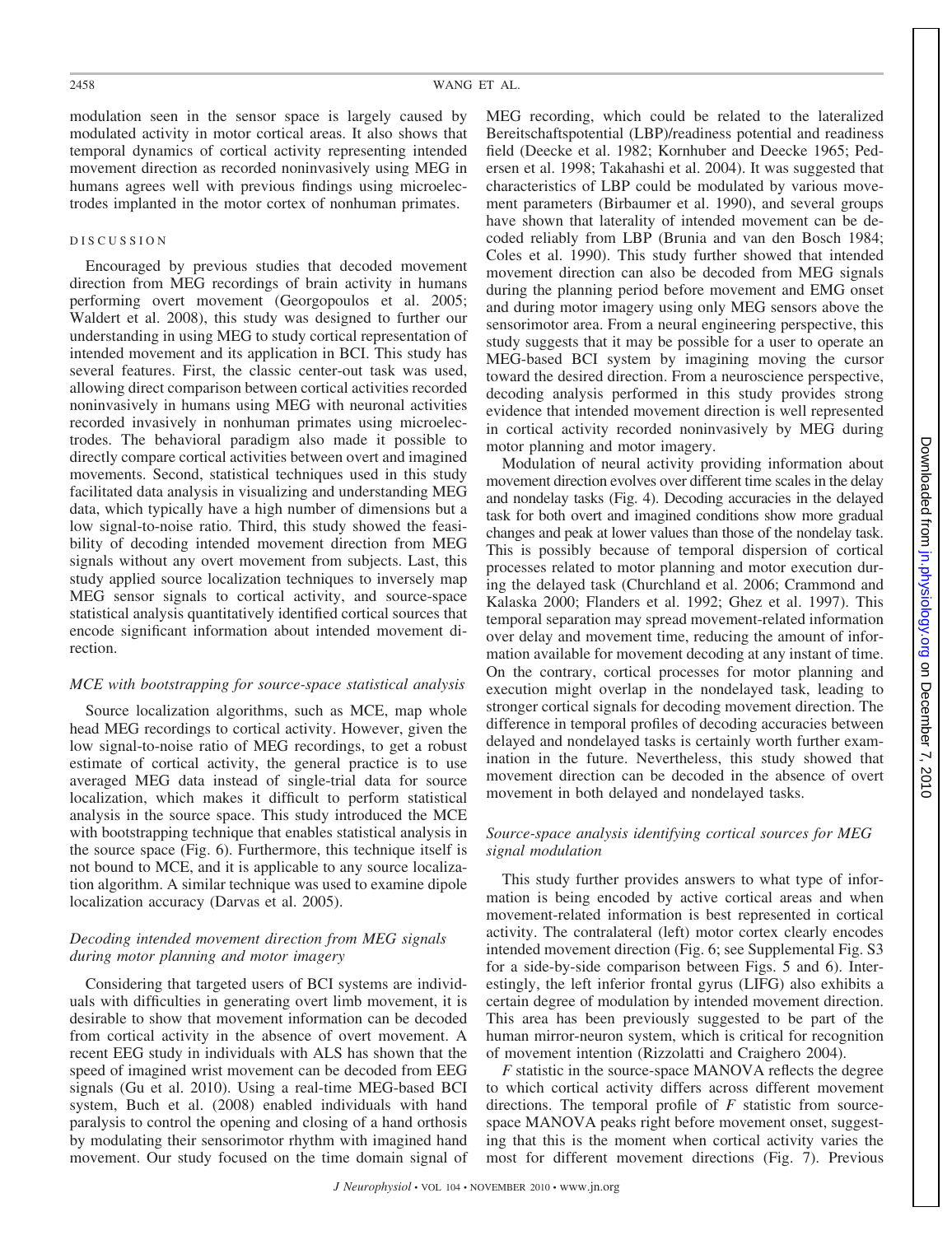modulation seen in the sensor space is largely caused by modulated activity in motor cortical areas. It also shows that temporal dynamics of cortical activity representing intended movement direction as recorded noninvasively using MEG in humans agrees well with previous findings using microelectrodes implanted in the motor cortex of nonhuman primates.

## DISCUSSION

Encouraged by previous studies that decoded movement direction from MEG recordings of brain activity in humans performing overt movement (Georgopoulos et al. 2005; Waldert et al. 2008), this study was designed to further our understanding in using MEG to study cortical representation of intended movement and its application in BCI. This study has several features. First, the classic center-out task was used, allowing direct comparison between cortical activities recorded noninvasively in humans using MEG with neuronal activities recorded invasively in nonhuman primates using microelectrodes. The behavioral paradigm also made it possible to directly compare cortical activities between overt and imagined movements. Second, statistical techniques used in this study facilitated data analysis in visualizing and understanding MEG data, which typically have a high number of dimensions but a low signal-to-noise ratio. Third, this study showed the feasibility of decoding intended movement direction from MEG signals without any overt movement from subjects. Last, this study applied source localization techniques to inversely map MEG sensor signals to cortical activity, and source-space statistical analysis quantitatively identified cortical sources that encode significant information about intended movement direction.

### *MCE with bootstrapping for source-space statistical analysis*

Source localization algorithms, such as MCE, map whole head MEG recordings to cortical activity. However, given the low signal-to-noise ratio of MEG recordings, to get a robust estimate of cortical activity, the general practice is to use averaged MEG data instead of single-trial data for source localization, which makes it difficult to perform statistical analysis in the source space. This study introduced the MCE with bootstrapping technique that enables statistical analysis in the source space (Fig. 6). Furthermore, this technique itself is not bound to MCE, and it is applicable to any source localization algorithm. A similar technique was used to examine dipole localization accuracy (Darvas et al. 2005).

### *Decoding intended movement direction from MEG signals during motor planning and motor imagery*

Considering that targeted users of BCI systems are individuals with difficulties in generating overt limb movement, it is desirable to show that movement information can be decoded from cortical activity in the absence of overt movement. A recent EEG study in individuals with ALS has shown that the speed of imagined wrist movement can be decoded from EEG signals (Gu et al. 2010). Using a real-time MEG-based BCI system, Buch et al. (2008) enabled individuals with hand paralysis to control the opening and closing of a hand orthosis by modulating their sensorimotor rhythm with imagined hand movement. Our study focused on the time domain signal of MEG recording, which could be related to the lateralized Bereitschaftspotential (LBP)/readiness potential and readiness field (Deecke et al. 1982; Kornhuber and Deecke 1965; Pedersen et al. 1998; Takahashi et al. 2004). It was suggested that characteristics of LBP could be modulated by various movement parameters (Birbaumer et al. 1990), and several groups have shown that laterality of intended movement can be decoded reliably from LBP (Brunia and van den Bosch 1984; Coles et al. 1990). This study further showed that intended movement direction can also be decoded from MEG signals during the planning period before movement and EMG onset and during motor imagery using only MEG sensors above the sensorimotor area. From a neural engineering perspective, this study suggests that it may be possible for a user to operate an MEG-based BCI system by imagining moving the cursor toward the desired direction. From a neuroscience perspective, decoding analysis performed in this study provides strong evidence that intended movement direction is well represented in cortical activity recorded noninvasively by MEG during motor planning and motor imagery.

Modulation of neural activity providing information about movement direction evolves over different time scales in the delay and nondelay tasks (Fig. 4). Decoding accuracies in the delayed task for both overt and imagined conditions show more gradual changes and peak at lower values than those of the nondelay task. This is possibly because of temporal dispersion of cortical processes related to motor planning and motor execution during the delayed task (Churchland et al. 2006; Crammond and Kalaska 2000; Flanders et al. 1992; Ghez et al. 1997). This temporal separation may spread movement-related information over delay and movement time, reducing the amount of information available for movement decoding at any instant of time. On the contrary, cortical processes for motor planning and execution might overlap in the nondelayed task, leading to stronger cortical signals for decoding movement direction. The difference in temporal profiles of decoding accuracies between delayed and nondelayed tasks is certainly worth further examination in the future. Nevertheless, this study showed that movement direction can be decoded in the absence of overt movement in both delayed and nondelayed tasks.

### *Source-space analysis identifying cortical sources for MEG signal modulation*

This study further provides answers to what type of information is being encoded by active cortical areas and when movement-related information is best represented in cortical activity. The contralateral (left) motor cortex clearly encodes intended movement direction (Fig. 6; see Supplemental Fig. S3 for a side-by-side comparison between Figs. 5 and 6). Interestingly, the left inferior frontal gyrus (LIFG) also exhibits a certain degree of modulation by intended movement direction. This area has been previously suggested to be part of the human mirror-neuron system, which is critical for recognition of movement intention (Rizzolatti and Craighero 2004).

$F$ statistic in the source-space MANOVA reflects the degree to which cortical activity differs across different movement directions. The temporal profile of $F$ statistic from source-space MANOVA peaks right before movement onset, suggesting that this is the moment when cortical activity varies the most for different movement directions (Fig. 7). Previous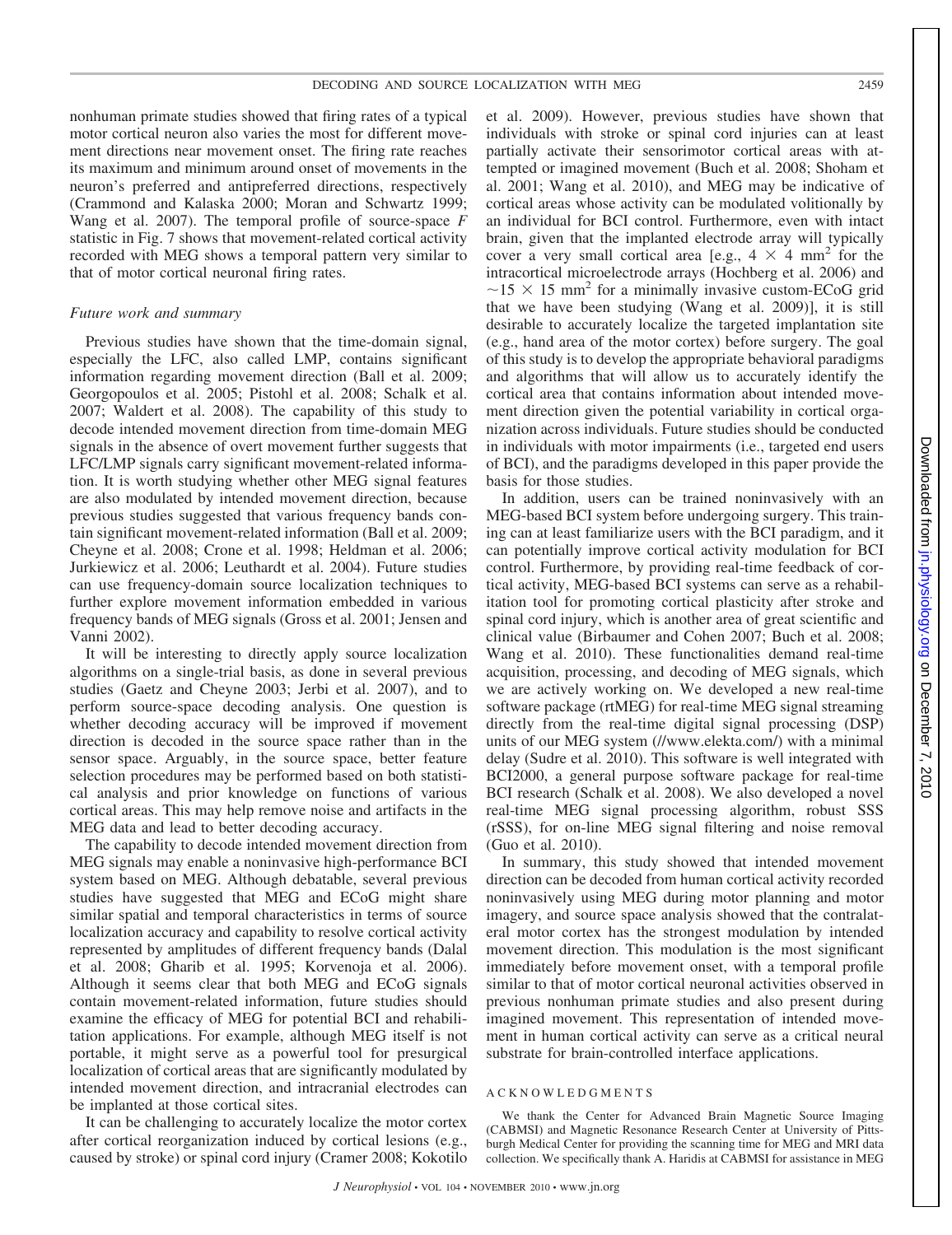nonhuman primate studies showed that firing rates of a typical motor cortical neuron also varies the most for different movement directions near movement onset. The firing rate reaches its maximum and minimum around onset of movements in the neuron's preferred and antipreferred directions, respectively (Crammond and Kalaska 2000; Moran and Schwartz 1999; Wang et al. 2007). The temporal profile of source-space $F$ statistic in Fig. 7 shows that movement-related cortical activity recorded with MEG shows a temporal pattern very similar to that of motor cortical neuronal firing rates.

### *Future work and summary*

Previous studies have shown that the time-domain signal, especially the LFC, also called LMP, contains significant information regarding movement direction (Ball et al. 2009; Georgopoulos et al. 2005; Pistohl et al. 2008; Schalk et al. 2007; Waldert et al. 2008). The capability of this study to decode intended movement direction from time-domain MEG signals in the absence of overt movement further suggests that LFC/LMP signals carry significant movement-related information. It is worth studying whether other MEG signal features are also modulated by intended movement direction, because previous studies suggested that various frequency bands contain significant movement-related information (Ball et al. 2009; Cheyne et al. 2008; Crone et al. 1998; Heldman et al. 2006; Jurkiewicz et al. 2006; Leuthardt et al. 2004). Future studies can use frequency-domain source localization techniques to further explore movement information embedded in various frequency bands of MEG signals (Gross et al. 2001; Jensen and Vanni 2002).

It will be interesting to directly apply source localization algorithms on a single-trial basis, as done in several previous studies (Gaetz and Cheyne 2003; Jerbi et al. 2007), and to perform source-space decoding analysis. One question is whether decoding accuracy will be improved if movement direction is decoded in the source space rather than in the sensor space. Arguably, in the source space, better feature selection procedures may be performed based on both statistical analysis and prior knowledge on functions of various cortical areas. This may help remove noise and artifacts in the MEG data and lead to better decoding accuracy.

The capability to decode intended movement direction from MEG signals may enable a noninvasive high-performance BCI system based on MEG. Although debatable, several previous studies have suggested that MEG and ECoG might share similar spatial and temporal characteristics in terms of source localization accuracy and capability to resolve cortical activity represented by amplitudes of different frequency bands (Dalal et al. 2008; Gharib et al. 1995; Korvenoja et al. 2006). Although it seems clear that both MEG and ECoG signals contain movement-related information, future studies should examine the efficacy of MEG for potential BCI and rehabilitation applications. For example, although MEG itself is not portable, it might serve as a powerful tool for presurgical localization of cortical areas that are significantly modulated by intended movement direction, and intracranial electrodes can be implanted at those cortical sites.

It can be challenging to accurately localize the motor cortex after cortical reorganization induced by cortical lesions (e.g., caused by stroke) or spinal cord injury (Cramer 2008; Kokotilo et al. 2009). However, previous studies have shown that individuals with stroke or spinal cord injuries can at least partially activate their sensorimotor cortical areas with attempted or imagined movement (Buch et al. 2008; Shoham et al. 2001; Wang et al. 2010), and MEG may be indicative of cortical areas whose activity can be modulated volitionally by an individual for BCI control. Furthermore, even with intact brain, given that the implanted electrode array will typically cover a very small cortical area [e.g., $4 \times 4$ mm$^2$ for the intracortical microelectrode arrays (Hochberg et al. 2006) and $\sim 15 \times 15$ mm$^2$ for a minimally invasive custom-ECoG grid that we have been studying (Wang et al. 2009)], it is still desirable to accurately localize the targeted implantation site (e.g., hand area of the motor cortex) before surgery. The goal of this study is to develop the appropriate behavioral paradigms and algorithms that will allow us to accurately identify the cortical area that contains information about intended movement direction given the potential variability in cortical organization across individuals. Future studies should be conducted in individuals with motor impairments (i.e., targeted end users of BCI), and the paradigms developed in this paper provide the basis for those studies.

In addition, users can be trained noninvasively with an MEG-based BCI system before undergoing surgery. This training can at least familiarize users with the BCI paradigm, and it can potentially improve cortical activity modulation for BCI control. Furthermore, by providing real-time feedback of cortical activity, MEG-based BCI systems can serve as a rehabilitation tool for promoting cortical plasticity after stroke and spinal cord injury, which is another area of great scientific and clinical value (Birbaumer and Cohen 2007; Buch et al. 2008; Wang et al. 2010). These functionalities demand real-time acquisition, processing, and decoding of MEG signals, which we are actively working on. We developed a new real-time software package (rtMEG) for real-time MEG signal streaming directly from the real-time digital signal processing (DSP) units of our MEG system (//www.elekta.com/) with a minimal delay (Sudre et al. 2010). This software is well integrated with BCI2000, a general purpose software package for real-time BCI research (Schalk et al. 2008). We also developed a novel real-time MEG signal processing algorithm, robust SSS (rSSS), for on-line MEG signal filtering and noise removal (Guo et al. 2010).

In summary, this study showed that intended movement direction can be decoded from human cortical activity recorded noninvasively using MEG during motor planning and motor imagery, and source space analysis showed that the contralateral motor cortex has the strongest modulation by intended movement direction. This modulation is the most significant immediately before movement onset, with a temporal profile similar to that of motor cortical neuronal activities observed in previous nonhuman primate studies and also present during imagined movement. This representation of intended movement in human cortical activity can serve as a critical neural substrate for brain-controlled interface applications.

## ACKNOWLEDGMENTS

We thank the Center for Advanced Brain Magnetic Source Imaging (CABMSI) and Magnetic Resonance Research Center at University of Pittsburgh Medical Center for providing the scanning time for MEG and MRI data collection. We specifically thank A. Haridis at CABMSI for assistance in MEG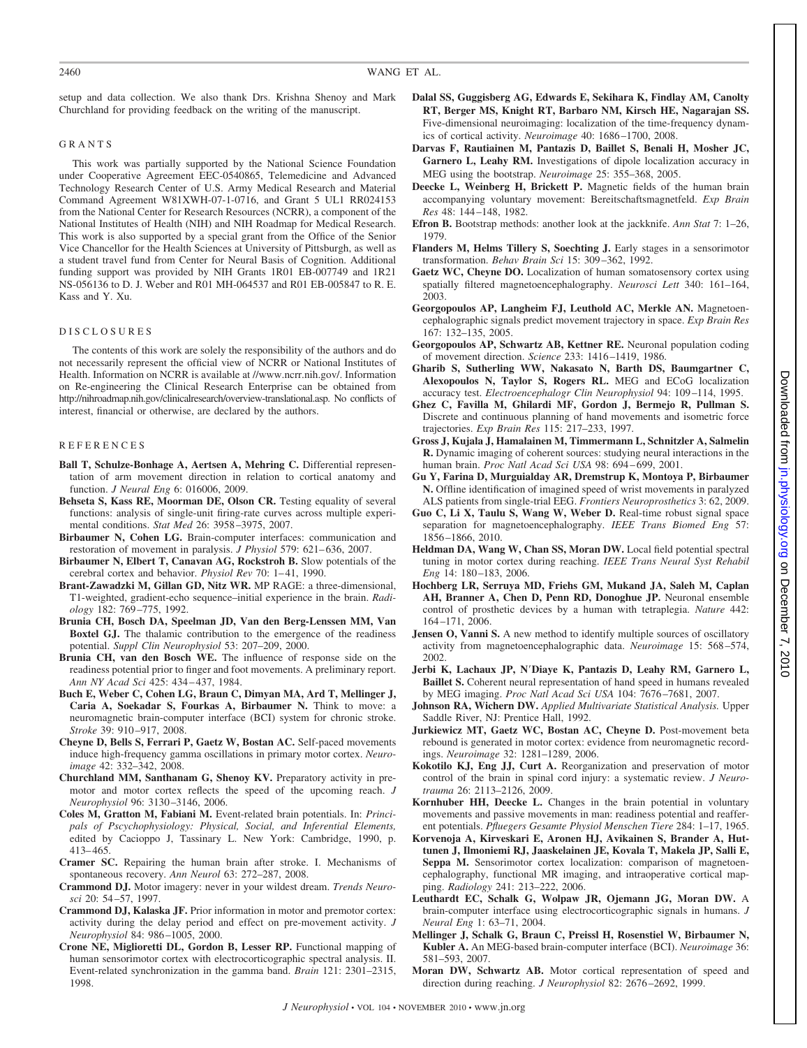setup and data collection. We also thank Drs. Krishna Shenoy and Mark Churchland for providing feedback on the writing of the manuscript.

## GRANTS

This work was partially supported by the National Science Foundation under Cooperative Agreement EEC-0540865, Telemedicine and Advanced Technology Research Center of U.S. Army Medical Research and Material Command Agreement W81XWH-07-1-0716, and Grant 5 UL1 RR024153 from the National Center for Research Resources (NCRR), a component of the National Institutes of Health (NIH) and NIH Roadmap for Medical Research. This work is also supported by a special grant from the Office of the Senior Vice Chancellor for the Health Sciences at University of Pittsburgh, as well as a student travel fund from Center for Neural Basis of Cognition. Additional funding support was provided by NIH Grants 1R01 EB-007749 and 1R21 NS-056136 to D. J. Weber and R01 MH-064537 and R01 EB-005847 to R. E. Kass and Y. Xu.

## DISCLOSURES

The contents of this work are solely the responsibility of the authors and do not necessarily represent the official view of NCRR or National Institutes of Health. Information on NCRR is available at //www.ncrr.nih.gov/. Information on Re-engineering the Clinical Research Enterprise can be obtained from http://nihroadmap.nih.gov/clinicalresearch/overview-translational.asp. No conflicts of interest, financial or otherwise, are declared by the authors.

## REFERENCES

**Ball T, Schulze-Bonhage A, Aertsen A, Mehring C.** Differential representation of arm movement direction in relation to cortical anatomy and function. *J Neural Eng* 6: 016006, 2009.

**Behseta S, Kass RE, Moorman DE, Olson CR.** Testing equality of several functions: analysis of single-unit firing-rate curves across multiple experimental conditions. *Stat Med* 26: 3958–3975, 2007.

**Birbaumer N, Cohen LG.** Brain-computer interfaces: communication and restoration of movement in paralysis. *J Physiol* 579: 621–636, 2007.

**Birbaumer N, Elbert T, Canavan AG, Rockstroh B.** Slow potentials of the cerebral cortex and behavior. *Physiol Rev* 70: 1–41, 1990.

**Brant-Zawadzki M, Gillan GD, Nitz WR.** MP RAGE: a three-dimensional, T1-weighted, gradient-echo sequence–initial experience in the brain. *Radiology* 182: 769–775, 1992.

**Brunia CH, Bosch DA, Speelman JD, Van den Berg-Lenssen MM, Van Boxtel GJ.** The thalamic contribution to the emergence of the readiness potential. *Suppl Clin Neurophysiol* 53: 207–209, 2000.

**Brunia CH, van den Bosch WE.** The influence of response side on the readiness potential prior to finger and foot movements. A preliminary report. *Ann NY Acad Sci* 425: 434–437, 1984.

**Buch E, Weber C, Cohen LG, Braun C, Dimyan MA, Ard T, Mellinger J, Caria A, Soekadar S, Fourkas A, Birbaumer N.** Think to move: a neuromagnetic brain-computer interface (BCI) system for chronic stroke. *Stroke* 39: 910–917, 2008.

**Cheyne D, Bells S, Ferrari P, Gaetz W, Bostan AC.** Self-paced movements induce high-frequency gamma oscillations in primary motor cortex. *Neuroimage* 42: 332–342, 2008.

**Churchland MM, Santhanam G, Shenoy KV.** Preparatory activity in premotor and motor cortex reflects the speed of the upcoming reach. *J Neurophysiol* 96: 3130–3146, 2006.

**Coles M, Gratton M, Fabiani M.** Event-related brain potentials. In: *Principals of Pscychophysiology: Physical, Social, and Inferential Elements,* edited by Cacioppo J, Tassinary L. New York: Cambridge, 1990, p. 413–465.

**Cramer SC.** Repairing the human brain after stroke. I. Mechanisms of spontaneous recovery. *Ann Neurol* 63: 272–287, 2008.

**Crammond DJ.** Motor imagery: never in your wildest dream. *Trends Neurosci* 20: 54–57, 1997.

**Crammond DJ, Kalaska JF.** Prior information in motor and premotor cortex: activity during the delay period and effect on pre-movement activity. *J Neurophysiol* 84: 986–1005, 2000.

**Crone NE, Miglioretti DL, Gordon B, Lesser RP.** Functional mapping of human sensorimotor cortex with electrocorticographic spectral analysis. II. Event-related synchronization in the gamma band. *Brain* 121: 2301–2315, 1998.

**Dalal SS, Guggisberg AG, Edwards E, Sekihara K, Findlay AM, Canolty RT, Berger MS, Knight RT, Barbaro NM, Kirsch HE, Nagarajan SS.** Five-dimensional neuroimaging: localization of the time-frequency dynamics of cortical activity. *Neuroimage* 40: 1686–1700, 2008.

**Darvas F, Rautiainen M, Pantazis D, Baillet S, Benali H, Mosher JC, Garnero L, Leahy RM.** Investigations of dipole localization accuracy in MEG using the bootstrap. *Neuroimage* 25: 355–368, 2005.

**Deecke L, Weinberg H, Brickett P.** Magnetic fields of the human brain accompanying voluntary movement: Bereitschaftsmagnetfeld. *Exp Brain Res* 48: 144–148, 1982.

**Efron B.** Bootstrap methods: another look at the jackknife. *Ann Stat* 7: 1–26, 1979.

**Flanders M, Helms Tillery S, Soechting J.** Early stages in a sensorimotor transformation. *Behav Brain Sci* 15: 309–362, 1992.

**Gaetz WC, Cheyne DO.** Localization of human somatosensory cortex using spatially filtered magnetoencephalography. *Neurosci Lett* 340: 161–164, 2003.

**Georgopoulos AP, Langheim FJ, Leuthold AC, Merkle AN.** Magnetoencephalographic signals predict movement trajectory in space. *Exp Brain Res* 167: 132–135, 2005.

**Georgopoulos AP, Schwartz AB, Kettner RE.** Neuronal population coding of movement direction. *Science* 233: 1416–1419, 1986.

**Gharib S, Sutherling WW, Nakasato N, Barth DS, Baumgartner C, Alexopoulos N, Taylor S, Rogers RL.** MEG and ECoG localization accuracy test. *Electroencephalogr Clin Neurophysiol* 94: 109–114, 1995.

**Ghez C, Favilla M, Ghilardi MF, Gordon J, Bermejo R, Pullman S.** Discrete and continuous planning of hand movements and isometric force trajectories. *Exp Brain Res* 115: 217–233, 1997.

**Gross J, Kujala J, Hamalainen M, Timmermann L, Schnitzler A, Salmelin R.** Dynamic imaging of coherent sources: studying neural interactions in the human brain. *Proc Natl Acad Sci USA* 98: 694–699, 2001.

**Gu Y, Farina D, Murguialday AR, Dremstrup K, Montoya P, Birbaumer N.** Offline identification of imagined speed of wrist movements in paralyzed ALS patients from single-trial EEG. *Frontiers Neuroprosthetics* 3: 62, 2009.

**Guo C, Li X, Taulu S, Wang W, Weber D.** Real-time robust signal space separation for magnetoencephalography. *IEEE Trans Biomed Eng* 57: 1856–1866, 2010.

**Heldman DA, Wang W, Chan SS, Moran DW.** Local field potential spectral tuning in motor cortex during reaching. *IEEE Trans Neural Syst Rehabil Eng* 14: 180–183, 2006.

**Hochberg LR, Serruya MD, Friehs GM, Mukand JA, Saleh M, Caplan AH, Branner A, Chen D, Penn RD, Donoghue JP.** Neuronal ensemble control of prosthetic devices by a human with tetraplegia. *Nature* 442: 164–171, 2006.

**Jensen O, Vanni S.** A new method to identify multiple sources of oscillatory activity from magnetoencephalographic data. *Neuroimage* 15: 568–574, 2002.

**Jerbi K, Lachaux JP, N′Diaye K, Pantazis D, Leahy RM, Garnero L, Baillet S.** Coherent neural representation of hand speed in humans revealed by MEG imaging. *Proc Natl Acad Sci USA* 104: 7676–7681, 2007.

**Johnson RA, Wichern DW.** *Applied Multivariate Statistical Analysis.* Upper Saddle River, NJ: Prentice Hall, 1992.

**Jurkiewicz MT, Gaetz WC, Bostan AC, Cheyne D.** Post-movement beta rebound is generated in motor cortex: evidence from neuromagnetic recordings. *Neuroimage* 32: 1281–1289, 2006.

**Kokotilo KJ, Eng JJ, Curt A.** Reorganization and preservation of motor control of the brain in spinal cord injury: a systematic review. *J Neurotrauma* 26: 2113–2126, 2009.

**Kornhuber HH, Deecke L.** Changes in the brain potential in voluntary movements and passive movements in man: readiness potential and reafferent potentials. *Pfluegers Gesamte Physiol Menschen Tiere* 284: 1–17, 1965.

**Korvenoja A, Kirveskari E, Aronen HJ, Avikainen S, Brander A, Huttunen J, Ilmoniemi RJ, Jaaskelainen JE, Kovala T, Makela JP, Salli E, Seppa M.** Sensorimotor cortex localization: comparison of magnetoencephalography, functional MR imaging, and intraoperative cortical mapping. *Radiology* 241: 213–222, 2006.

**Leuthardt EC, Schalk G, Wolpaw JR, Ojemann JG, Moran DW.** A brain-computer interface using electrocorticographic signals in humans. *J Neural Eng* 1: 63–71, 2004.

**Mellinger J, Schalk G, Braun C, Preissl H, Rosenstiel W, Birbaumer N, Kubler A.** An MEG-based brain-computer interface (BCI). *Neuroimage* 36: 581–593, 2007.

**Moran DW, Schwartz AB.** Motor cortical representation of speed and direction during reaching. *J Neurophysiol* 82: 2676–2692, 1999.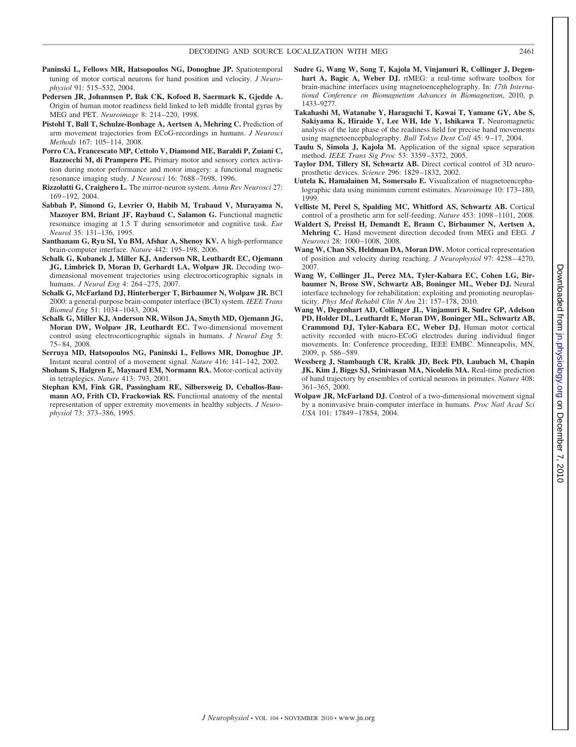**Paninski L, Fellows MR, Hatsopoulos NG, Donoghue JP.** Spatiotemporal tuning of motor cortical neurons for hand position and velocity. *J Neurophysiol* 91: 515–532, 2004.

**Pedersen JR, Johannsen P, Bak CK, Kofoed B, Saermark K, Gjedde A.** Origin of human motor readiness field linked to left middle frontal gyrus by MEG and PET. *Neuroimage* 8: 214–220, 1998.

**Pistohl T, Ball T, Schulze-Bonhage A, Aertsen A, Mehring C.** Prediction of arm movement trajectories from ECoG-recordings in humans. *J Neurosci Methods* 167: 105–114, 2008.

**Porro CA, Francescato MP, Cettolo V, Diamond ME, Baraldi P, Zuiani C, Bazzocchi M, di Prampero PE.** Primary motor and sensory cortex activation during motor performance and motor imagery: a functional magnetic resonance imaging study. *J Neurosci* 16: 7688–7698, 1996.

**Rizzolatti G, Craighero L.** The mirror-neuron system. *Annu Rev Neurosci* 27: 169–192, 2004.

**Sabbah P, Simond G, Levrier O, Habib M, Trabaud V, Murayama N, Mazoyer BM, Briant JF, Raybaud C, Salamon G.** Functional magnetic resonance imaging at 1.5 T during sensorimotor and cognitive task. *Eur Neurol* 35: 131–136, 1995.

**Santhanam G, Ryu SI, Yu BM, Afshar A, Shenoy KV.** A high-performance brain-computer interface. *Nature* 442: 195–198, 2006.

**Schalk G, Kubanek J, Miller KJ, Anderson NR, Leuthardt EC, Ojemann JG, Limbrick D, Moran D, Gerhardt LA, Wolpaw JR.** Decoding two-dimensional movement trajectories using electrocorticographic signals in humans. *J Neural Eng* 4: 264–275, 2007.

**Schalk G, McFarland DJ, Hinterberger T, Birbaumer N, Wolpaw JR.** BCI 2000: a general-purpose brain-computer interface (BCI) system. *IEEE Trans Biomed Eng* 51: 1034–1043, 2004.

**Schalk G, Miller KJ, Anderson NR, Wilson JA, Smyth MD, Ojemann JG, Moran DW, Wolpaw JR, Leuthardt EC.** Two-dimensional movement control using electrocorticographic signals in humans. *J Neural Eng* 5: 75–84, 2008.

**Serruya MD, Hatsopoulos NG, Paninski L, Fellows MR, Donoghue JP.** Instant neural control of a movement signal. *Nature* 416: 141–142, 2002.

**Shoham S, Halgren E, Maynard EM, Normann RA.** Motor-cortical activity in tetraplegics. *Nature* 413: 793, 2001.

**Stephan KM, Fink GR, Passingham RE, Silbersweig D, Ceballos-Baumann AO, Frith CD, Frackowiak RS.** Functional anatomy of the mental representation of upper extremity movements in healthy subjects. *J Neurophysiol* 73: 373–386, 1995.

**Sudre G, Wang W, Song T, Kajola M, Vinjamuri R, Collinger J, Degenhart A, Bagic A, Weber DJ.** rtMEG: a real-time software toolbox for brain-machine interfaces using magnetoencephelography. In: *17th International Conference on Biomagnetism Advances in Biomagnetism*, 2010, p. 1433–9277.

**Takahashi M, Watanabe Y, Haraguchi T, Kawai T, Yamane GY, Abe S, Sakiyama K, Hiraide Y, Lee WH, Ide Y, Ishikawa T.** Neuromagnetic analysis of the late phase of the readiness field for precise hand movements using magnetoencephalography. *Bull Tokyo Dent Coll* 45: 9–17, 2004.

**Taulu S, Simola J, Kajola M.** Application of the signal space separation method. *IEEE Trans Sig Proc* 53: 3359–3372, 2005.

**Taylor DM, Tillery SI, Schwartz AB.** Direct cortical control of 3D neuroprosthetic devices. *Science* 296: 1829–1832, 2002.

**Uutela K, Hamalainen M, Somersalo E.** Visualization of magnetoencephalographic data using minimum current estimates. *Neuroimage* 10: 173–180, 1999.

**Velliste M, Perel S, Spalding MC, Whitford AS, Schwartz AB.** Cortical control of a prosthetic arm for self-feeding. *Nature* 453: 1098–1101, 2008.

**Waldert S, Preissl H, Demandt E, Braun C, Birbaumer N, Aertsen A, Mehring C.** Hand movement direction decoded from MEG and EEG. *J Neurosci* 28: 1000–1008, 2008.

**Wang W, Chan SS, Heldman DA, Moran DW.** Motor cortical representation of position and velocity during reaching. *J Neurophysiol* 97: 4258–4270, 2007.

**Wang W, Collinger JL, Perez MA, Tyler-Kabara EC, Cohen LG, Birbaumer N, Brose SW, Schwartz AB, Boninger ML, Weber DJ.** Neural interface technology for rehabilitation: exploiting and promoting neuroplasticity. *Phys Med Rehabil Clin N Am* 21: 157–178, 2010.

**Wang W, Degenhart AD, Collinger JL, Vinjamuri R, Sudre GP, Adelson PD, Holder DL, Leuthardt E, Moran DW, Boninger ML, Schwartz AB, Crammond DJ, Tyler-Kabara EC, Weber DJ.** Human motor cortical activity recorded with micro-ECoG electrodes during individual finger movements. In: Conference proceeding, IEEE EMBC. Minneapolis, MN, 2009, p. 586–589.

**Wessberg J, Stambaugh CR, Kralik JD, Beck PD, Laubach M, Chapin JK, Kim J, Biggs SJ, Srinivasan MA, Nicolelis MA.** Real-time prediction of hand trajectory by ensembles of cortical neurons in primates. *Nature* 408: 361–365, 2000.

**Wolpaw JR, McFarland DJ.** Control of a two-dimensional movement signal by a noninvasive brain-computer interface in humans. *Proc Natl Acad Sci USA* 101: 17849–17854, 2004.